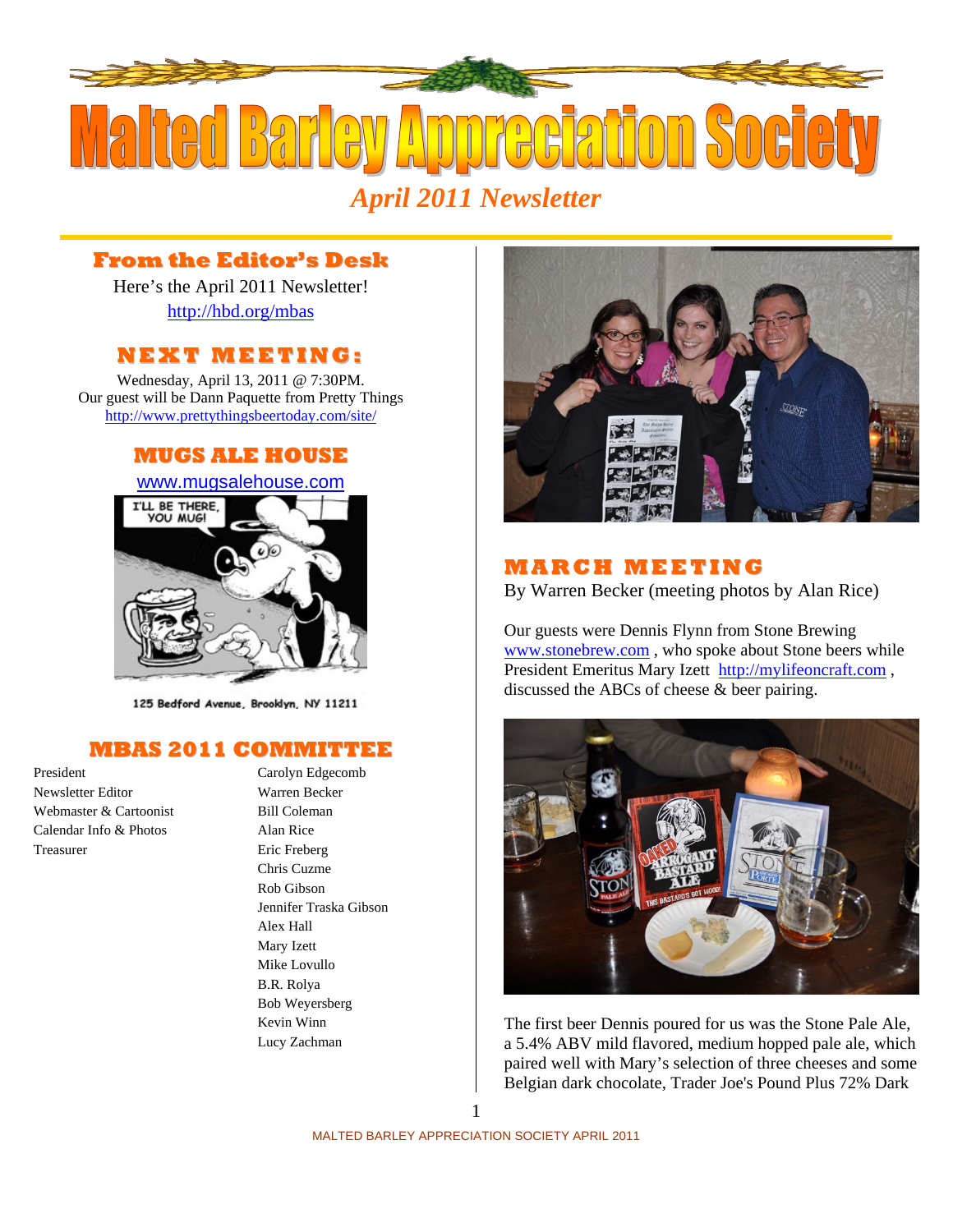# Malted Barley Appreciation Society

*April 2011 Newsletter*

## From the Editor's Desk

Here's the April 2011 Newsletter!

http://hbd.org/mbas

## NEXT MEETING:

Wednesday, April 13, 2011 @ 7:30PM.

Our guest will be Dann Paquette from Pretty Things

http://www.prettythingsbeertoday.com/site/

## MUGS ALE HOUSE

www.mugsalehouse.com

125 Bedford Avenue, Brooklyn, NY 11211

## MBAS 2011 COMMITTEE

| | |
|---|---|
| President | Carolyn Edgecomb |
| Newsletter Editor | Warren Becker |
| Webmaster & Cartoonist | Bill Coleman |
| Calendar Info & Photos | Alan Rice |
| Treasurer | Eric Freberg |
| | Chris Cuzme |
| | Rob Gibson |
| | Jennifer Traska Gibson |
| | Alex Hall |
| | Mary Izett |
| | Mike Lovullo |
| | B.R. Rolya |
| | Bob Weyersberg |
| | Kevin Winn |
| | Lucy Zachman |

## MARCH MEETING

By Warren Becker (meeting photos by Alan Rice)

Our guests were Dennis Flynn from Stone Brewing www.stonebrew.com , who spoke about Stone beers while President Emeritus Mary Izett http://mylifeoncraft.com , discussed the ABCs of cheese & beer pairing.

The first beer Dennis poured for us was the Stone Pale Ale, a 5.4% ABV mild flavored, medium hopped pale ale, which paired well with Mary's selection of three cheeses and some Belgian dark chocolate, Trader Joe's Pound Plus 72% Dark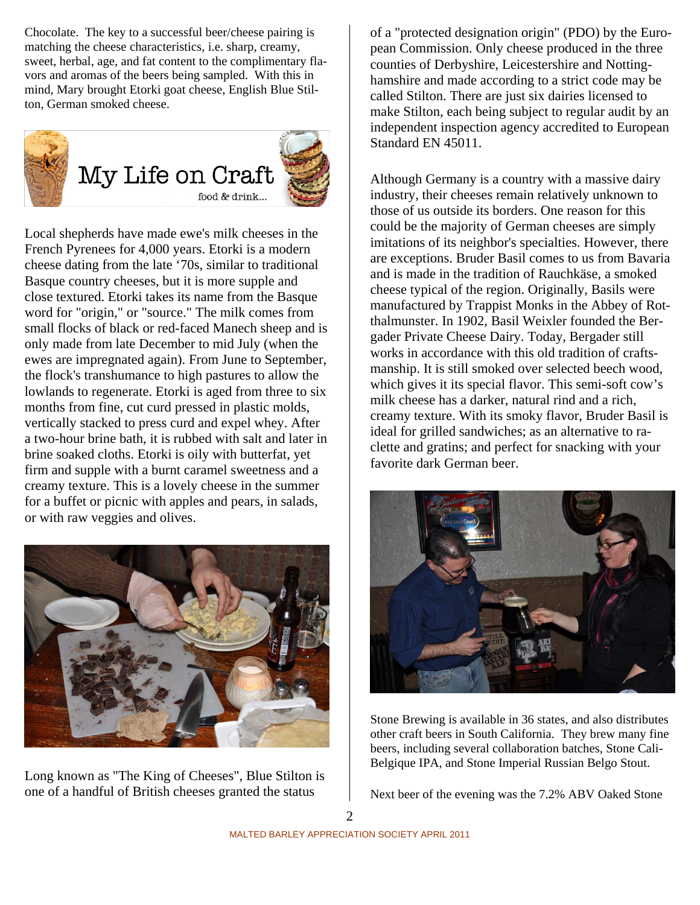Chocolate. The key to a successful beer/cheese pairing is matching the cheese characteristics, i.e. sharp, creamy, sweet, herbal, age, and fat content to the complimentary flavors and aromas of the beers being sampled. With this in mind, Mary brought Etorki goat cheese, English Blue Stilton, German smoked cheese.

My Life on Craft

food & drink...

Local shepherds have made ewe's milk cheeses in the French Pyrenees for 4,000 years. Etorki is a modern cheese dating from the late '70s, similar to traditional Basque country cheeses, but it is more supple and close textured. Etorki takes its name from the Basque word for "origin," or "source." The milk comes from small flocks of black or red-faced Manech sheep and is only made from late December to mid July (when the ewes are impregnated again). From June to September, the flock's transhumance to high pastures to allow the lowlands to regenerate. Etorki is aged from three to six months from fine, cut curd pressed in plastic molds, vertically stacked to press curd and expel whey. After a two-hour brine bath, it is rubbed with salt and later in brine soaked cloths. Etorki is oily with butterfat, yet firm and supple with a burnt caramel sweetness and a creamy texture. This is a lovely cheese in the summer for a buffet or picnic with apples and pears, in salads, or with raw veggies and olives.

Long known as "The King of Cheeses", Blue Stilton is one of a handful of British cheeses granted the status of a "protected designation origin" (PDO) by the European Commission. Only cheese produced in the three counties of Derbyshire, Leicestershire and Nottinghamshire and made according to a strict code may be called Stilton. There are just six dairies licensed to make Stilton, each being subject to regular audit by an independent inspection agency accredited to European Standard EN 45011.

Although Germany is a country with a massive dairy industry, their cheeses remain relatively unknown to those of us outside its borders. One reason for this could be the majority of German cheeses are simply imitations of its neighbor's specialties. However, there are exceptions. Bruder Basil comes to us from Bavaria and is made in the tradition of Rauchkäse, a smoked cheese typical of the region. Originally, Basils were manufactured by Trappist Monks in the Abbey of Rotthalmunster. In 1902, Basil Weixler founded the Bergader Private Cheese Dairy. Today, Bergader still works in accordance with this old tradition of craftsmanship. It is still smoked over selected beech wood, which gives it its special flavor. This semi-soft cow's milk cheese has a darker, natural rind and a rich, creamy texture. With its smoky flavor, Bruder Basil is ideal for grilled sandwiches; as an alternative to raclette and gratins; and perfect for snacking with your favorite dark German beer.

Stone Brewing is available in 36 states, and also distributes other craft beers in South California. They brew many fine beers, including several collaboration batches, Stone Cali-Belgique IPA, and Stone Imperial Russian Belgo Stout.

Next beer of the evening was the 7.2% ABV Oaked Stone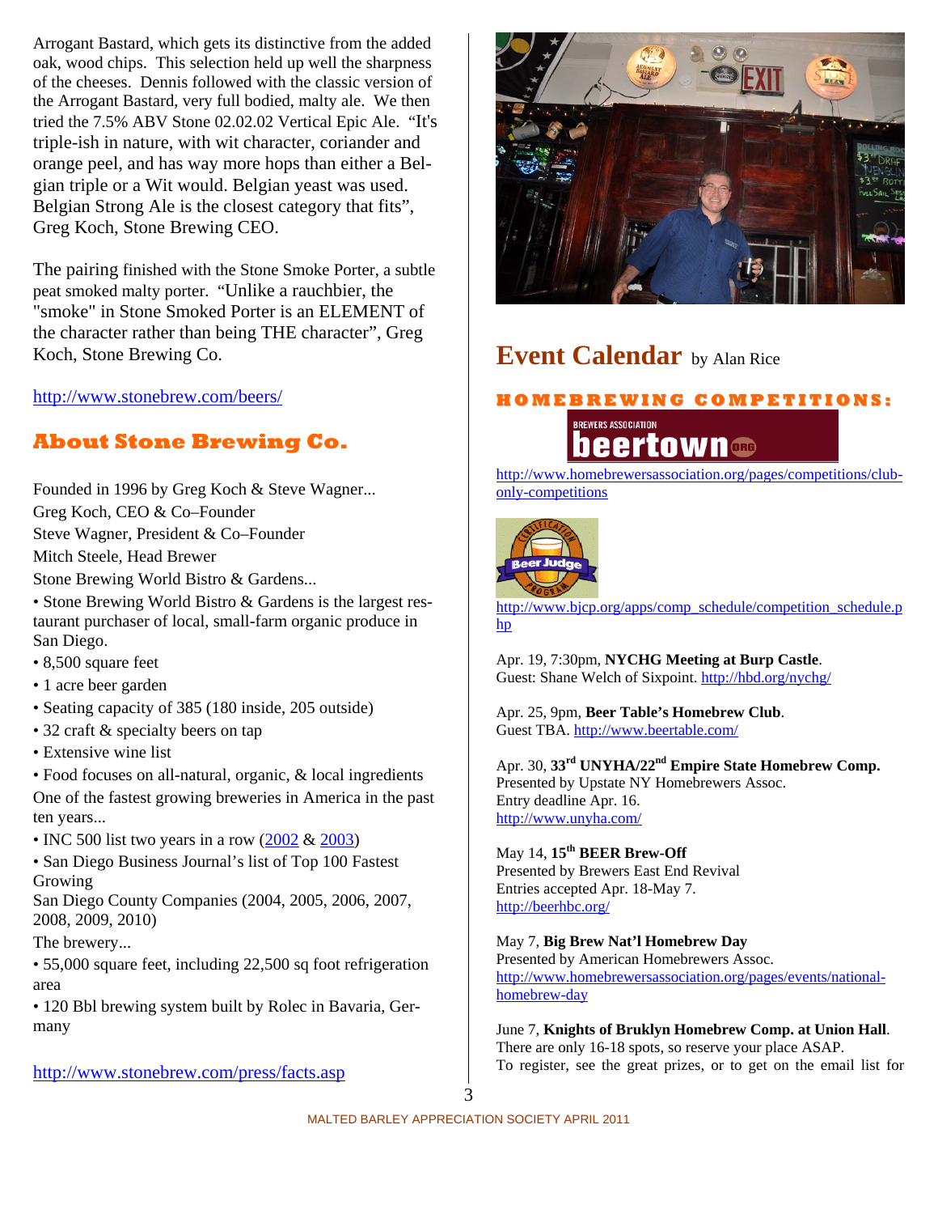Arrogant Bastard, which gets its distinctive from the added oak, wood chips. This selection held up well the sharpness of the cheeses. Dennis followed with the classic version of the Arrogant Bastard, very full bodied, malty ale. We then tried the 7.5% ABV Stone 02.02.02 Vertical Epic Ale. "It's triple-ish in nature, with wit character, coriander and orange peel, and has way more hops than either a Belgian triple or a Wit would. Belgian yeast was used. Belgian Strong Ale is the closest category that fits", Greg Koch, Stone Brewing CEO.

The pairing finished with the Stone Smoke Porter, a subtle peat smoked malty porter. "Unlike a rauchbier, the "smoke" in Stone Smoked Porter is an ELEMENT of the character rather than being THE character", Greg Koch, Stone Brewing Co.

http://www.stonebrew.com/beers/

## About Stone Brewing Co.

Founded in 1996 by Greg Koch & Steve Wagner...
Greg Koch, CEO & Co–Founder
Steve Wagner, President & Co–Founder
Mitch Steele, Head Brewer
Stone Brewing World Bistro & Gardens...

- Stone Brewing World Bistro & Gardens is the largest restaurant purchaser of local, small-farm organic produce in San Diego.
- 8,500 square feet
- 1 acre beer garden
- Seating capacity of 385 (180 inside, 205 outside)
- 32 craft & specialty beers on tap
- Extensive wine list
- Food focuses on all-natural, organic, & local ingredients

One of the fastest growing breweries in America in the past ten years...

- INC 500 list two years in a row (2002 & 2003)
- San Diego Business Journal's list of Top 100 Fastest Growing
San Diego County Companies (2004, 2005, 2006, 2007, 2008, 2009, 2010)

The brewery...

- 55,000 square feet, including 22,500 sq foot refrigeration area
- 120 Bbl brewing system built by Rolec in Bavaria, Germany

http://www.stonebrew.com/press/facts.asp

## Event Calendar by Alan Rice

### HOMEBREWING COMPETITIONS:

BREWERS ASSOCIATION beertown.org

http://www.homebrewersassociation.org/pages/competitions/club-only-competitions

Beer Judge Certification Program

http://www.bjcp.org/apps/comp_schedule/competition_schedule.php

Apr. 19, 7:30pm, **NYCHG Meeting at Burp Castle**.
Guest: Shane Welch of Sixpoint. http://hbd.org/nychg/

Apr. 25, 9pm, **Beer Table's Homebrew Club**.
Guest TBA. http://www.beertable.com/

Apr. 30, **33rd UNYHA/22nd Empire State Homebrew Comp.**
Presented by Upstate NY Homebrewers Assoc.
Entry deadline Apr. 16.
http://www.unyha.com/

May 14, **15th BEER Brew-Off**
Presented by Brewers East End Revival
Entries accepted Apr. 18-May 7.
http://beerhbc.org/

May 7, **Big Brew Nat'l Homebrew Day**
Presented by American Homebrewers Assoc.
http://www.homebrewersassociation.org/pages/events/national-homebrew-day

June 7, **Knights of Bruklyn Homebrew Comp. at Union Hall**.
There are only 16-18 spots, so reserve your place ASAP.
To register, see the great prizes, or to get on the email list for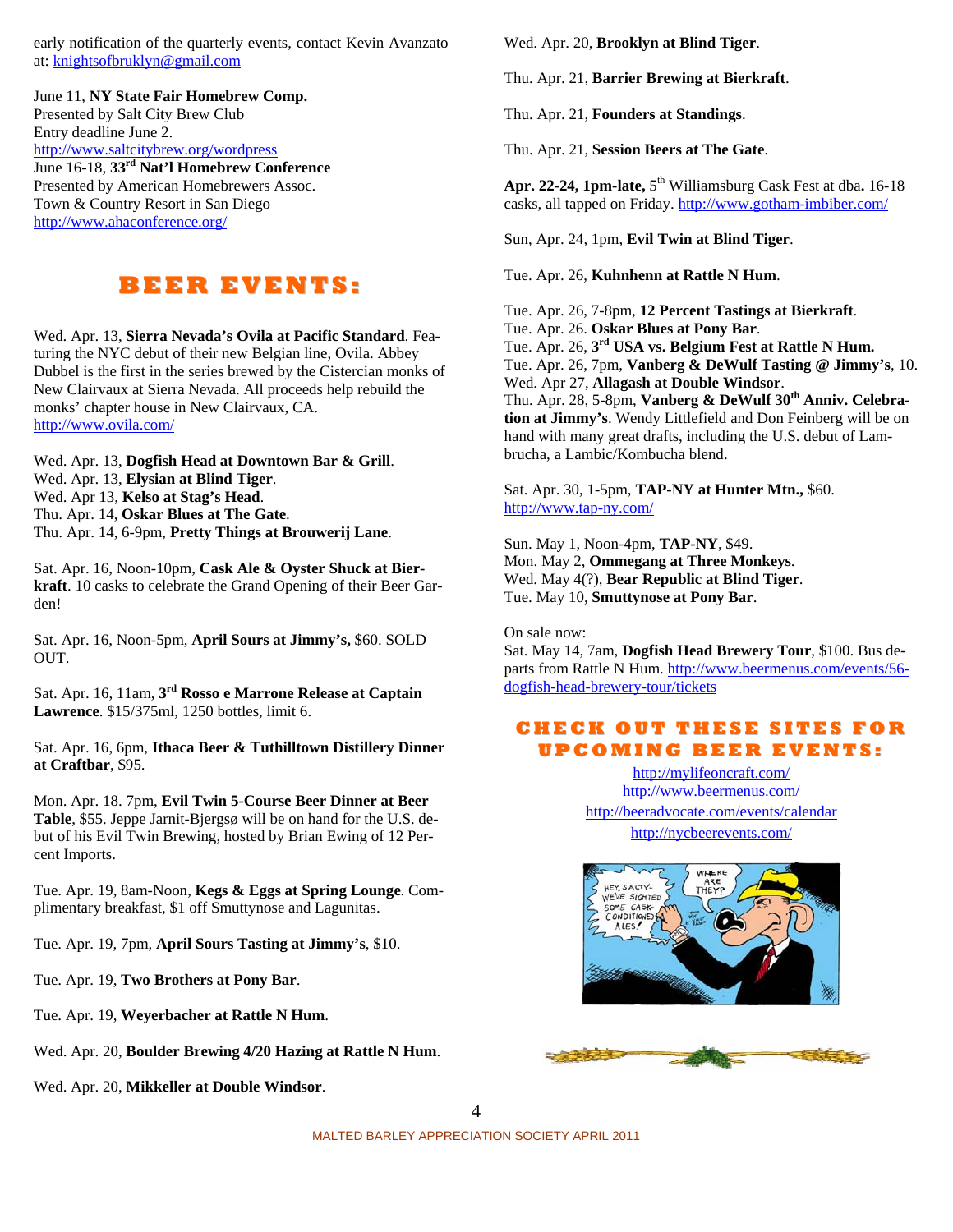early notification of the quarterly events, contact Kevin Avanzato at: knightsofbruklyn@gmail.com

June 11, **NY State Fair Homebrew Comp.**
Presented by Salt City Brew Club
Entry deadline June 2.
http://www.saltcitybrew.org/wordpress
June 16-18, **33rd Nat'l Homebrew Conference**
Presented by American Homebrewers Assoc.
Town & Country Resort in San Diego
http://www.ahaconference.org/

## BEER EVENTS:

Wed. Apr. 13, **Sierra Nevada's Ovila at Pacific Standard**. Featuring the NYC debut of their new Belgian line, Ovila. Abbey Dubbel is the first in the series brewed by the Cistercian monks of New Clairvaux at Sierra Nevada. All proceeds help rebuild the monks' chapter house in New Clairvaux, CA.
http://www.ovila.com/

Wed. Apr. 13, **Dogfish Head at Downtown Bar & Grill**.
Wed. Apr. 13, **Elysian at Blind Tiger**.
Wed. Apr 13, **Kelso at Stag's Head**.
Thu. Apr. 14, **Oskar Blues at The Gate**.
Thu. Apr. 14, 6-9pm, **Pretty Things at Brouwerij Lane**.

Sat. Apr. 16, Noon-10pm, **Cask Ale & Oyster Shuck at Bierkraft**. 10 casks to celebrate the Grand Opening of their Beer Garden!

Sat. Apr. 16, Noon-5pm, **April Sours at Jimmy's,** $60. SOLD OUT.

Sat. Apr. 16, 11am, **3rd Rosso e Marrone Release at Captain Lawrence**. $15/375ml, 1250 bottles, limit 6.

Sat. Apr. 16, 6pm, **Ithaca Beer & Tuthilltown Distillery Dinner at Craftbar**, $95.

Mon. Apr. 18. 7pm, **Evil Twin 5-Course Beer Dinner at Beer Table**, $55. Jeppe Jarnit-Bjergsø will be on hand for the U.S. debut of his Evil Twin Brewing, hosted by Brian Ewing of 12 Percent Imports.

Tue. Apr. 19, 8am-Noon, **Kegs & Eggs at Spring Lounge**. Complimentary breakfast, $1 off Smuttynose and Lagunitas.

Tue. Apr. 19, 7pm, **April Sours Tasting at Jimmy's**, $10.

Tue. Apr. 19, **Two Brothers at Pony Bar**.

Tue. Apr. 19, **Weyerbacher at Rattle N Hum**.

Wed. Apr. 20, **Boulder Brewing 4/20 Hazing at Rattle N Hum**.

Wed. Apr. 20, **Mikkeller at Double Windsor**.

Wed. Apr. 20, **Brooklyn at Blind Tiger**.

Thu. Apr. 21, **Barrier Brewing at Bierkraft**.

Thu. Apr. 21, **Founders at Standings**.

Thu. Apr. 21, **Session Beers at The Gate**.

**Apr. 22-24, 1pm-late,** 5th Williamsburg Cask Fest at dba**.** 16-18 casks, all tapped on Friday. http://www.gotham-imbiber.com/

Sun, Apr. 24, 1pm, **Evil Twin at Blind Tiger**.

Tue. Apr. 26, **Kuhnhenn at Rattle N Hum**.

Tue. Apr. 26, 7-8pm, **12 Percent Tastings at Bierkraft**.
Tue. Apr. 26. **Oskar Blues at Pony Bar**.
Tue. Apr. 26, **3rd USA vs. Belgium Fest at Rattle N Hum.**
Tue. Apr. 26, 7pm, **Vanberg & DeWulf Tasting @ Jimmy's**, 10.
Wed. Apr 27, **Allagash at Double Windsor**.
Thu. Apr. 28, 5-8pm, **Vanberg & DeWulf 30th Anniv. Celebration at Jimmy's**. Wendy Littlefield and Don Feinberg will be on hand with many great drafts, including the U.S. debut of Lambrucha, a Lambic/Kombucha blend.

Sat. Apr. 30, 1-5pm, **TAP-NY at Hunter Mtn.,** $60.
http://www.tap-ny.com/

Sun. May 1, Noon-4pm, **TAP-NY**, $49.
Mon. May 2, **Ommegang at Three Monkeys**.
Wed. May 4(?), **Bear Republic at Blind Tiger**.
Tue. May 10, **Smuttynose at Pony Bar**.

On sale now:
Sat. May 14, 7am, **Dogfish Head Brewery Tour**, $100. Bus departs from Rattle N Hum. http://www.beermenus.com/events/56-dogfish-head-brewery-tour/tickets

## CHECK OUT THESE SITES FOR UPCOMING BEER EVENTS:

http://mylifeoncraft.com/
http://www.beermenus.com/
http://beeradvocate.com/events/calendar
http://nycbeerevents.com/